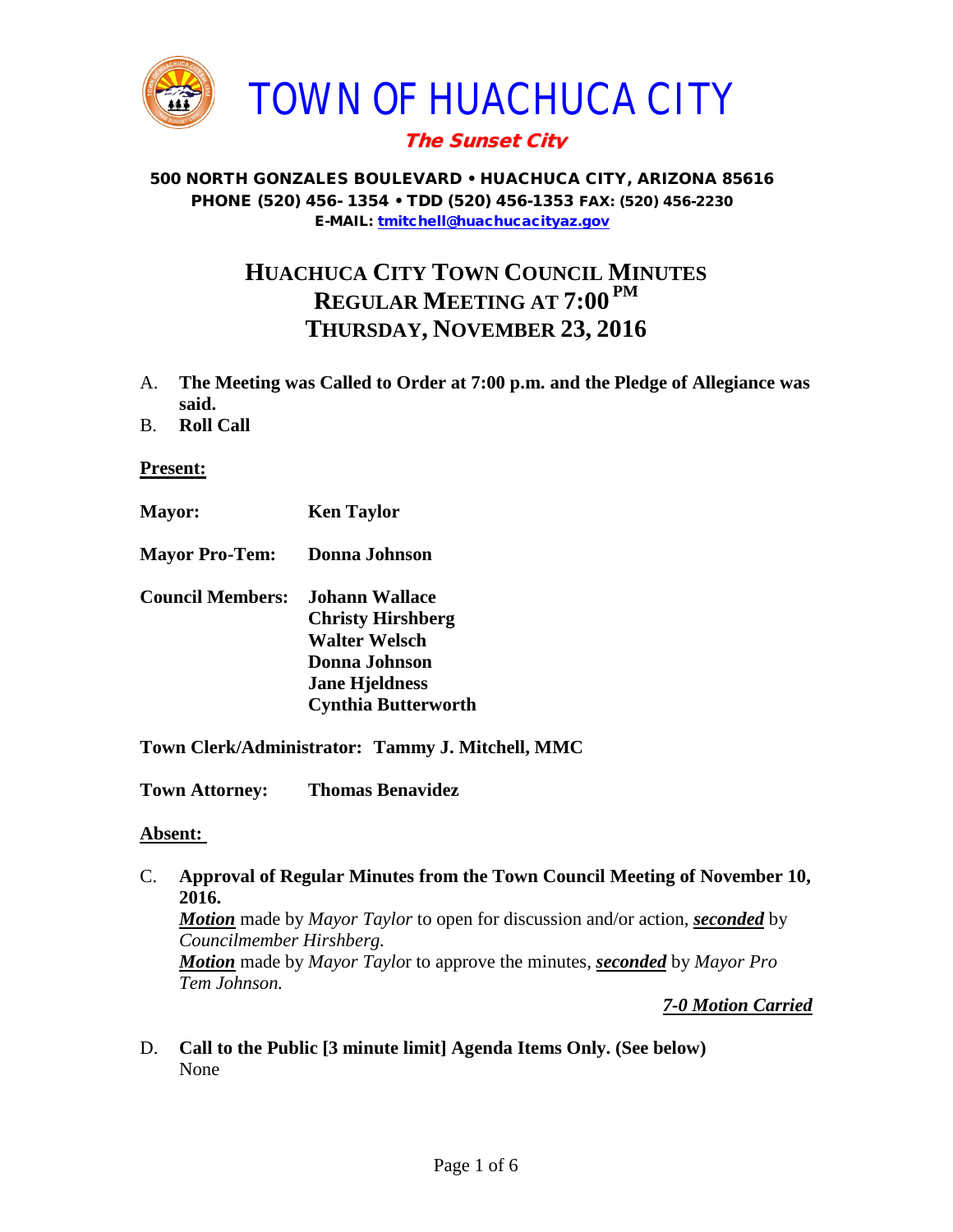# TOWN OF HUACHUCA CITY

***The Sunset City***

**500 NORTH GONZALES BOULEVARD • HUACHUCA CITY, ARIZONA 85616**
**PHONE (520) 456- 1354 • TDD (520) 456-1353 FAX: (520) 456-2230**
**E-MAIL: tmitchell@huachucacityaz.gov**

## HUACHUCA CITY TOWN COUNCIL MINUTES
## REGULAR MEETING AT 7:00 PM
## THURSDAY, NOVEMBER 23, 2016

A. **The Meeting was Called to Order at 7:00 p.m. and the Pledge of Allegiance was said.**

B. **Roll Call**

**Present:**

**Mayor:** **Ken Taylor**

**Mayor Pro-Tem:** **Donna Johnson**

**Council Members:** **Johann Wallace**
**Christy Hirshberg**
**Walter Welsch**
**Donna Johnson**
**Jane Hjeldness**
**Cynthia Butterworth**

**Town Clerk/Administrator: Tammy J. Mitchell, MMC**

**Town Attorney:** **Thomas Benavidez**

**Absent:**

C. **Approval of Regular Minutes from the Town Council Meeting of November 10, 2016.**
***Motion*** made by *Mayor Taylor* to open for discussion and/or action, ***seconded*** by *Councilmember Hirshberg.*
***Motion*** made by *Mayor Taylor* to approve the minutes, ***seconded*** by *Mayor Pro Tem Johnson.*

***7-0 Motion Carried***

D. **Call to the Public [3 minute limit] Agenda Items Only. (See below)**
None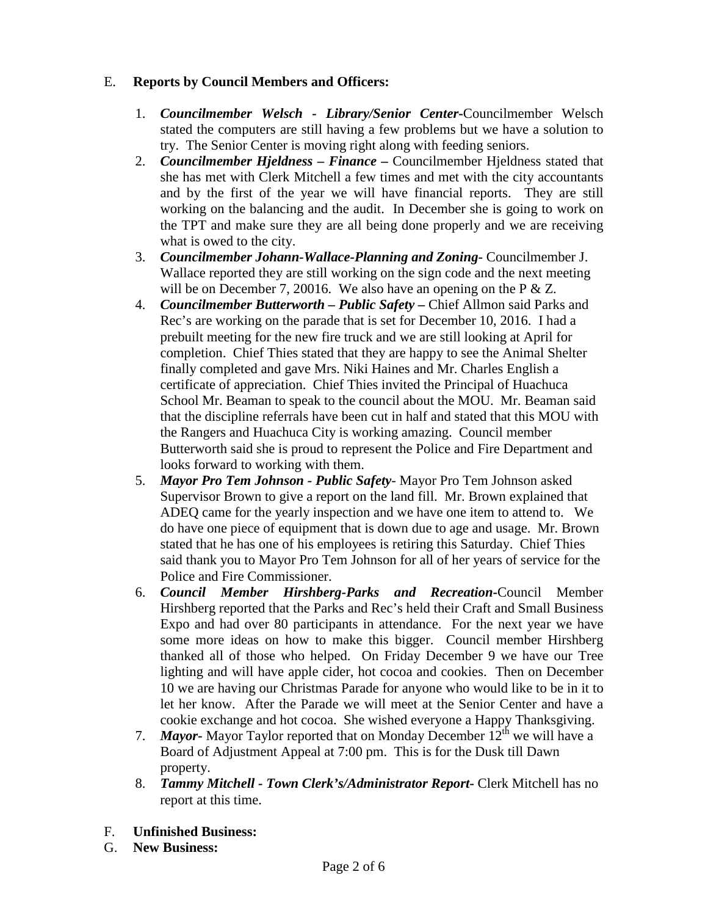E. **Reports by Council Members and Officers:**

1. ***Councilmember Welsch - Library/Senior Center***-Councilmember Welsch stated the computers are still having a few problems but we have a solution to try. The Senior Center is moving right along with feeding seniors.
2. ***Councilmember Hjeldness – Finance –*** Councilmember Hjeldness stated that she has met with Clerk Mitchell a few times and met with the city accountants and by the first of the year we will have financial reports. They are still working on the balancing and the audit. In December she is going to work on the TPT and make sure they are all being done properly and we are receiving what is owed to the city.
3. ***Councilmember Johann-Wallace-Planning and Zoning***- Councilmember J. Wallace reported they are still working on the sign code and the next meeting will be on December 7, 20016. We also have an opening on the P & Z.
4. ***Councilmember Butterworth – Public Safety –*** Chief Allmon said Parks and Rec's are working on the parade that is set for December 10, 2016. I had a prebuilt meeting for the new fire truck and we are still looking at April for completion. Chief Thies stated that they are happy to see the Animal Shelter finally completed and gave Mrs. Niki Haines and Mr. Charles English a certificate of appreciation. Chief Thies invited the Principal of Huachuca School Mr. Beaman to speak to the council about the MOU. Mr. Beaman said that the discipline referrals have been cut in half and stated that this MOU with the Rangers and Huachuca City is working amazing. Council member Butterworth said she is proud to represent the Police and Fire Department and looks forward to working with them.
5. ***Mayor Pro Tem Johnson - Public Safety***- Mayor Pro Tem Johnson asked Supervisor Brown to give a report on the land fill. Mr. Brown explained that ADEQ came for the yearly inspection and we have one item to attend to. We do have one piece of equipment that is down due to age and usage. Mr. Brown stated that he has one of his employees is retiring this Saturday. Chief Thies said thank you to Mayor Pro Tem Johnson for all of her years of service for the Police and Fire Commissioner.
6. ***Council Member Hirshberg-Parks and Recreation***-Council Member Hirshberg reported that the Parks and Rec's held their Craft and Small Business Expo and had over 80 participants in attendance. For the next year we have some more ideas on how to make this bigger. Council member Hirshberg thanked all of those who helped. On Friday December 9 we have our Tree lighting and will have apple cider, hot cocoa and cookies. Then on December 10 we are having our Christmas Parade for anyone who would like to be in it to let her know. After the Parade we will meet at the Senior Center and have a cookie exchange and hot cocoa. She wished everyone a Happy Thanksgiving.
7. ***Mayor***- Mayor Taylor reported that on Monday December 12th we will have a Board of Adjustment Appeal at 7:00 pm. This is for the Dusk till Dawn property.
8. ***Tammy Mitchell - Town Clerk's/Administrator Report***- Clerk Mitchell has no report at this time.

F. **Unfinished Business:**

G. **New Business:**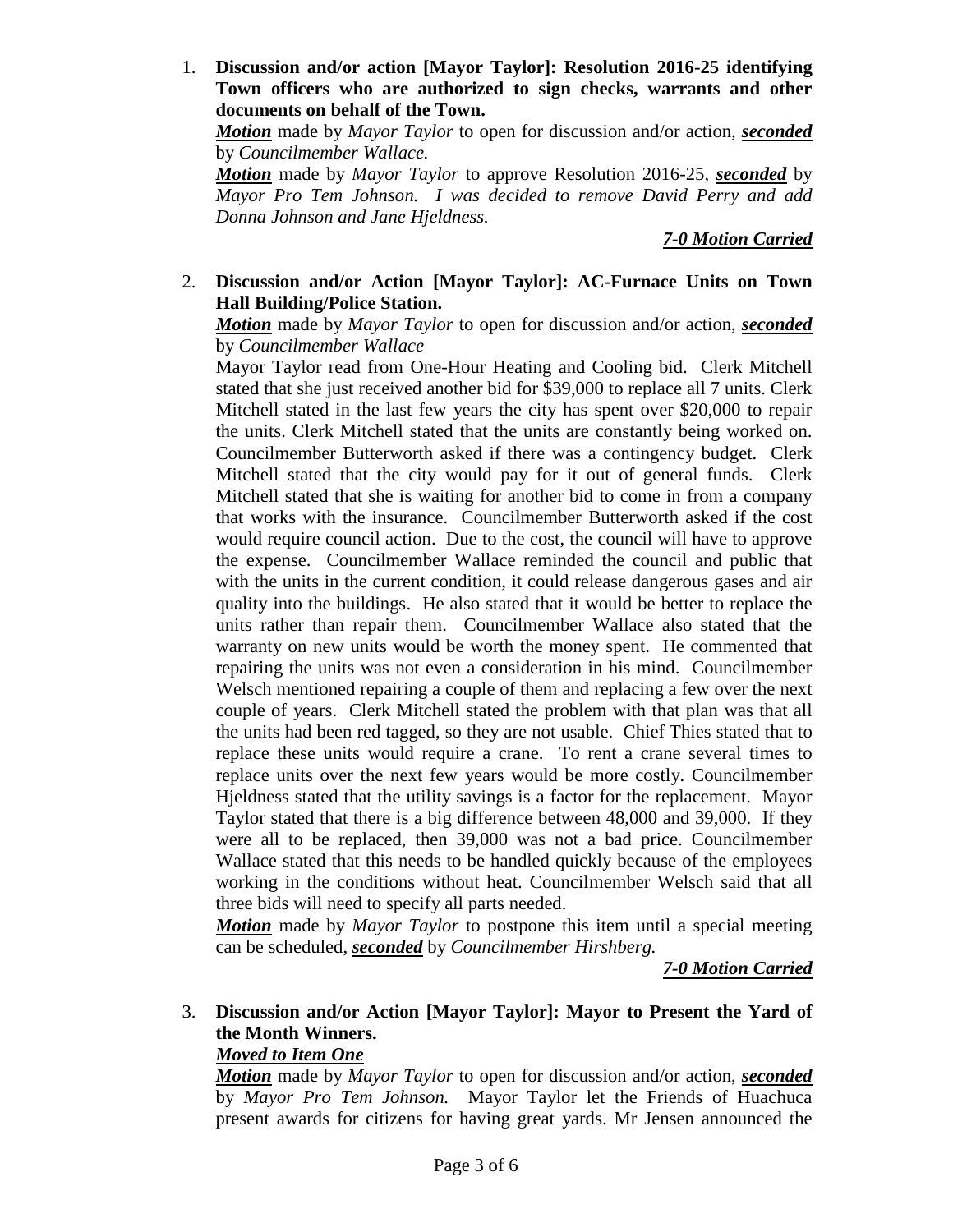1. **Discussion and/or action [Mayor Taylor]: Resolution 2016-25 identifying Town officers who are authorized to sign checks, warrants and other documents on behalf of the Town.**

   ***Motion*** made by *Mayor Taylor* to open for discussion and/or action, ***seconded*** by *Councilmember Wallace.*

   ***Motion*** made by *Mayor Taylor* to approve Resolution 2016-25, ***seconded*** by *Mayor Pro Tem Johnson. I was decided to remove David Perry and add Donna Johnson and Jane Hjeldness.*

   ***7-0 Motion Carried***

2. **Discussion and/or Action [Mayor Taylor]: AC-Furnace Units on Town Hall Building/Police Station.**

   ***Motion*** made by *Mayor Taylor* to open for discussion and/or action, ***seconded*** by *Councilmember Wallace*

   Mayor Taylor read from One-Hour Heating and Cooling bid. Clerk Mitchell stated that she just received another bid for $39,000 to replace all 7 units. Clerk Mitchell stated in the last few years the city has spent over $20,000 to repair the units. Clerk Mitchell stated that the units are constantly being worked on. Councilmember Butterworth asked if there was a contingency budget. Clerk Mitchell stated that the city would pay for it out of general funds. Clerk Mitchell stated that she is waiting for another bid to come in from a company that works with the insurance. Councilmember Butterworth asked if the cost would require council action. Due to the cost, the council will have to approve the expense. Councilmember Wallace reminded the council and public that with the units in the current condition, it could release dangerous gases and air quality into the buildings. He also stated that it would be better to replace the units rather than repair them. Councilmember Wallace also stated that the warranty on new units would be worth the money spent. He commented that repairing the units was not even a consideration in his mind. Councilmember Welsch mentioned repairing a couple of them and replacing a few over the next couple of years. Clerk Mitchell stated the problem with that plan was that all the units had been red tagged, so they are not usable. Chief Thies stated that to replace these units would require a crane. To rent a crane several times to replace units over the next few years would be more costly. Councilmember Hjeldness stated that the utility savings is a factor for the replacement. Mayor Taylor stated that there is a big difference between 48,000 and 39,000. If they were all to be replaced, then 39,000 was not a bad price. Councilmember Wallace stated that this needs to be handled quickly because of the employees working in the conditions without heat. Councilmember Welsch said that all three bids will need to specify all parts needed.

   ***Motion*** made by *Mayor Taylor* to postpone this item until a special meeting can be scheduled, ***seconded*** by *Councilmember Hirshberg.*

   ***7-0 Motion Carried***

3. **Discussion and/or Action [Mayor Taylor]: Mayor to Present the Yard of the Month Winners.**

   ***Moved to Item One***

   ***Motion*** made by *Mayor Taylor* to open for discussion and/or action, ***seconded*** by *Mayor Pro Tem Johnson.* Mayor Taylor let the Friends of Huachuca present awards for citizens for having great yards. Mr Jensen announced the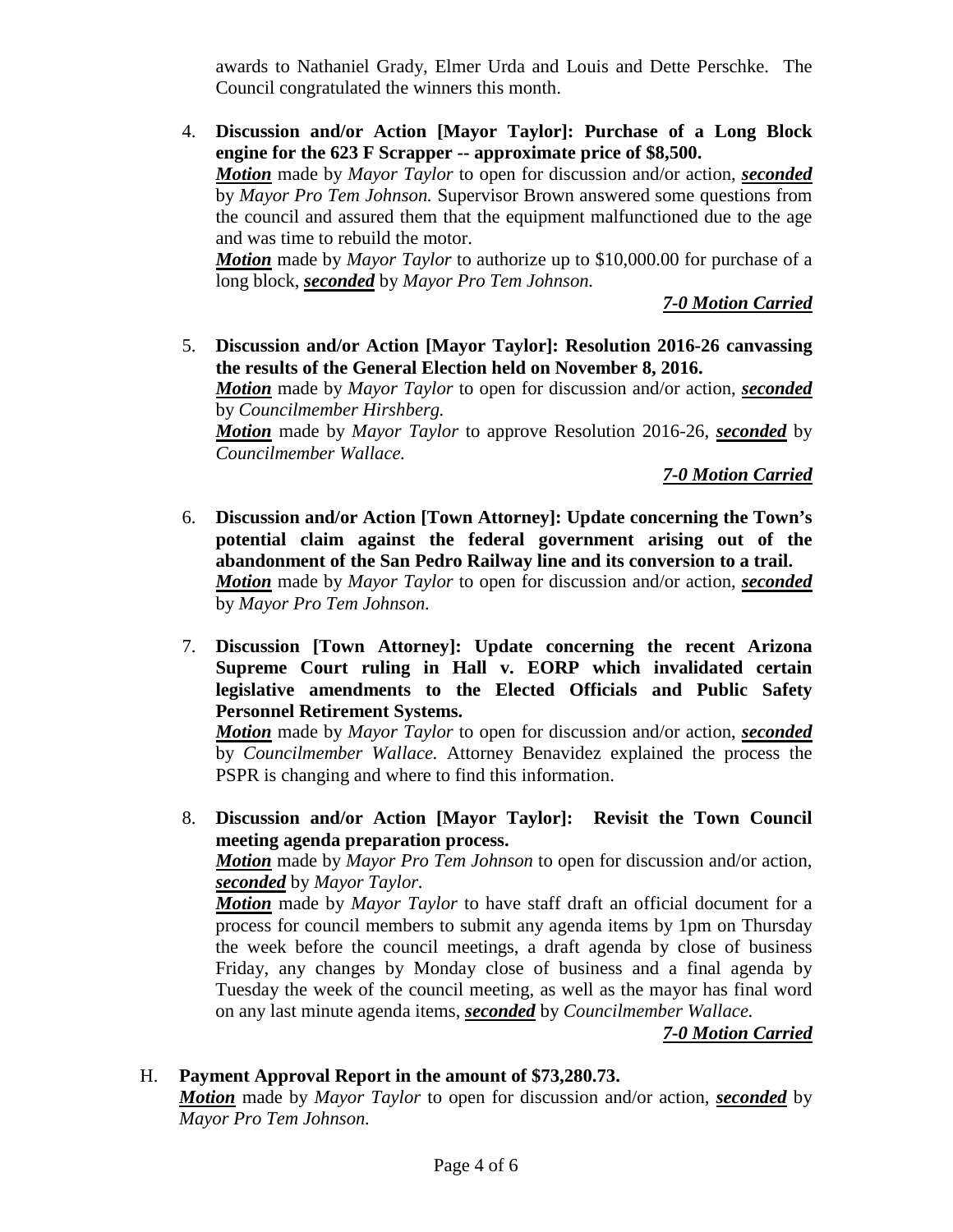awards to Nathaniel Grady, Elmer Urda and Louis and Dette Perschke. The Council congratulated the winners this month.

4. **Discussion and/or Action [Mayor Taylor]: Purchase of a Long Block engine for the 623 F Scrapper -- approximate price of $8,500.**
   ***Motion*** made by *Mayor Taylor* to open for discussion and/or action, ***seconded*** by *Mayor Pro Tem Johnson.* Supervisor Brown answered some questions from the council and assured them that the equipment malfunctioned due to the age and was time to rebuild the motor.
   ***Motion*** made by *Mayor Taylor* to authorize up to $10,000.00 for purchase of a long block, ***seconded*** by *Mayor Pro Tem Johnson.*

   ***7-0 Motion Carried***

5. **Discussion and/or Action [Mayor Taylor]: Resolution 2016-26 canvassing the results of the General Election held on November 8, 2016.**
   ***Motion*** made by *Mayor Taylor* to open for discussion and/or action, ***seconded*** by *Councilmember Hirshberg.*
   ***Motion*** made by *Mayor Taylor* to approve Resolution 2016-26, ***seconded*** by *Councilmember Wallace.*

   ***7-0 Motion Carried***

6. **Discussion and/or Action [Town Attorney]: Update concerning the Town's potential claim against the federal government arising out of the abandonment of the San Pedro Railway line and its conversion to a trail.**
   ***Motion*** made by *Mayor Taylor* to open for discussion and/or action, ***seconded*** by *Mayor Pro Tem Johnson.*

7. **Discussion [Town Attorney]: Update concerning the recent Arizona Supreme Court ruling in Hall v. EORP which invalidated certain legislative amendments to the Elected Officials and Public Safety Personnel Retirement Systems.**
   ***Motion*** made by *Mayor Taylor* to open for discussion and/or action, ***seconded*** by *Councilmember Wallace.* Attorney Benavidez explained the process the PSPR is changing and where to find this information.

8. **Discussion and/or Action [Mayor Taylor]: Revisit the Town Council meeting agenda preparation process.**
   ***Motion*** made by *Mayor Pro Tem Johnson* to open for discussion and/or action, ***seconded*** by *Mayor Taylor.*
   ***Motion*** made by *Mayor Taylor* to have staff draft an official document for a process for council members to submit any agenda items by 1pm on Thursday the week before the council meetings, a draft agenda by close of business Friday, any changes by Monday close of business and a final agenda by Tuesday the week of the council meeting, as well as the mayor has final word on any last minute agenda items, ***seconded*** by *Councilmember Wallace.*

   ***7-0 Motion Carried***

H. **Payment Approval Report in the amount of $73,280.73.**
   ***Motion*** made by *Mayor Taylor* to open for discussion and/or action, ***seconded*** by *Mayor Pro Tem Johnson.*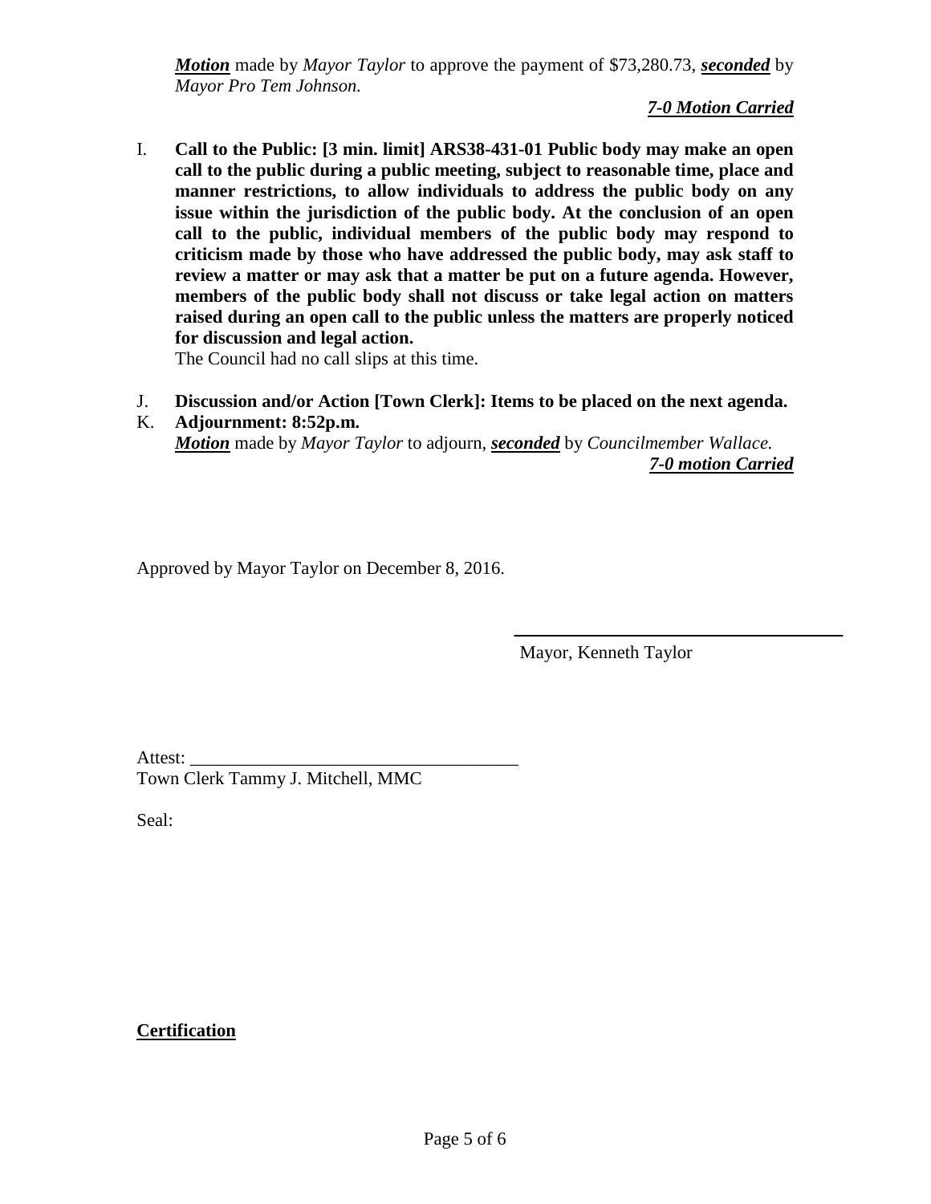***Motion*** made by *Mayor Taylor* to approve the payment of $73,280.73, ***seconded*** by *Mayor Pro Tem Johnson.*

***7-0 Motion Carried***

I. **Call to the Public: [3 min. limit] ARS38-431-01 Public body may make an open call to the public during a public meeting, subject to reasonable time, place and manner restrictions, to allow individuals to address the public body on any issue within the jurisdiction of the public body. At the conclusion of an open call to the public, individual members of the public body may respond to criticism made by those who have addressed the public body, may ask staff to review a matter or may ask that a matter be put on a future agenda. However, members of the public body shall not discuss or take legal action on matters raised during an open call to the public unless the matters are properly noticed for discussion and legal action.**

The Council had no call slips at this time.

J. **Discussion and/or Action [Town Clerk]: Items to be placed on the next agenda.**

K. **Adjournment: 8:52p.m.**

***Motion*** made by *Mayor Taylor* to adjourn, ***seconded*** by *Councilmember Wallace.*

***7-0 motion Carried***

Approved by Mayor Taylor on December 8, 2016.

\_\_\_\_\_\_\_\_\_\_\_\_\_\_\_\_\_\_\_\_\_\_\_\_\_\_\_\_\_\_\_\_\_\_\_\_

Mayor, Kenneth Taylor

Attest: \_\_\_\_\_\_\_\_\_\_\_\_\_\_\_\_\_\_\_\_\_\_\_\_\_\_\_\_\_\_\_\_\_\_\_\_

Town Clerk Tammy J. Mitchell, MMC

Seal:

**Certification**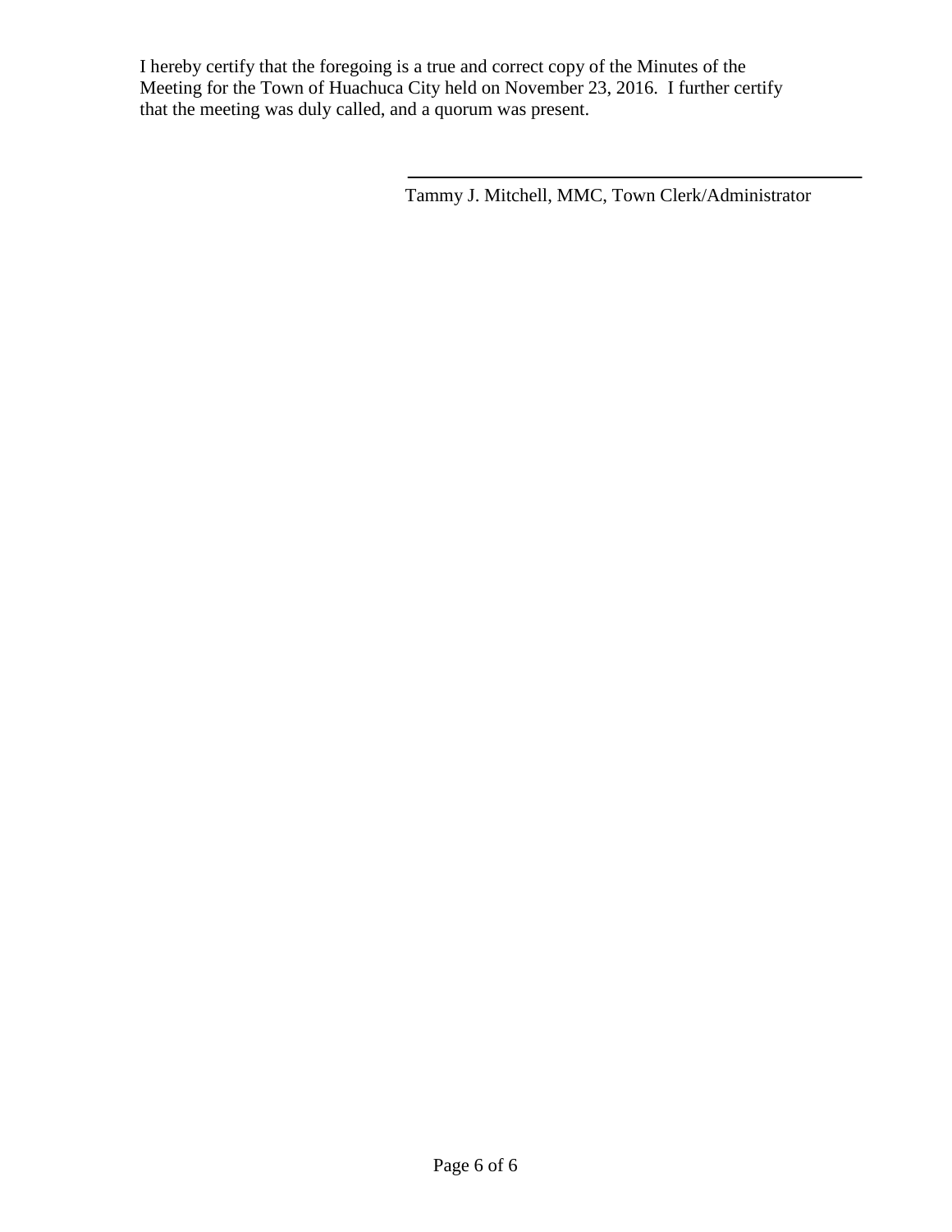I hereby certify that the foregoing is a true and correct copy of the Minutes of the Meeting for the Town of Huachuca City held on November 23, 2016. I further certify that the meeting was duly called, and a quorum was present.

\_\_\_\_\_\_\_\_\_\_\_\_\_\_\_\_\_\_\_\_\_\_\_\_\_\_\_\_\_\_\_\_\_\_\_\_\_\_\_\_\_\_\_\_

Tammy J. Mitchell, MMC, Town Clerk/Administrator